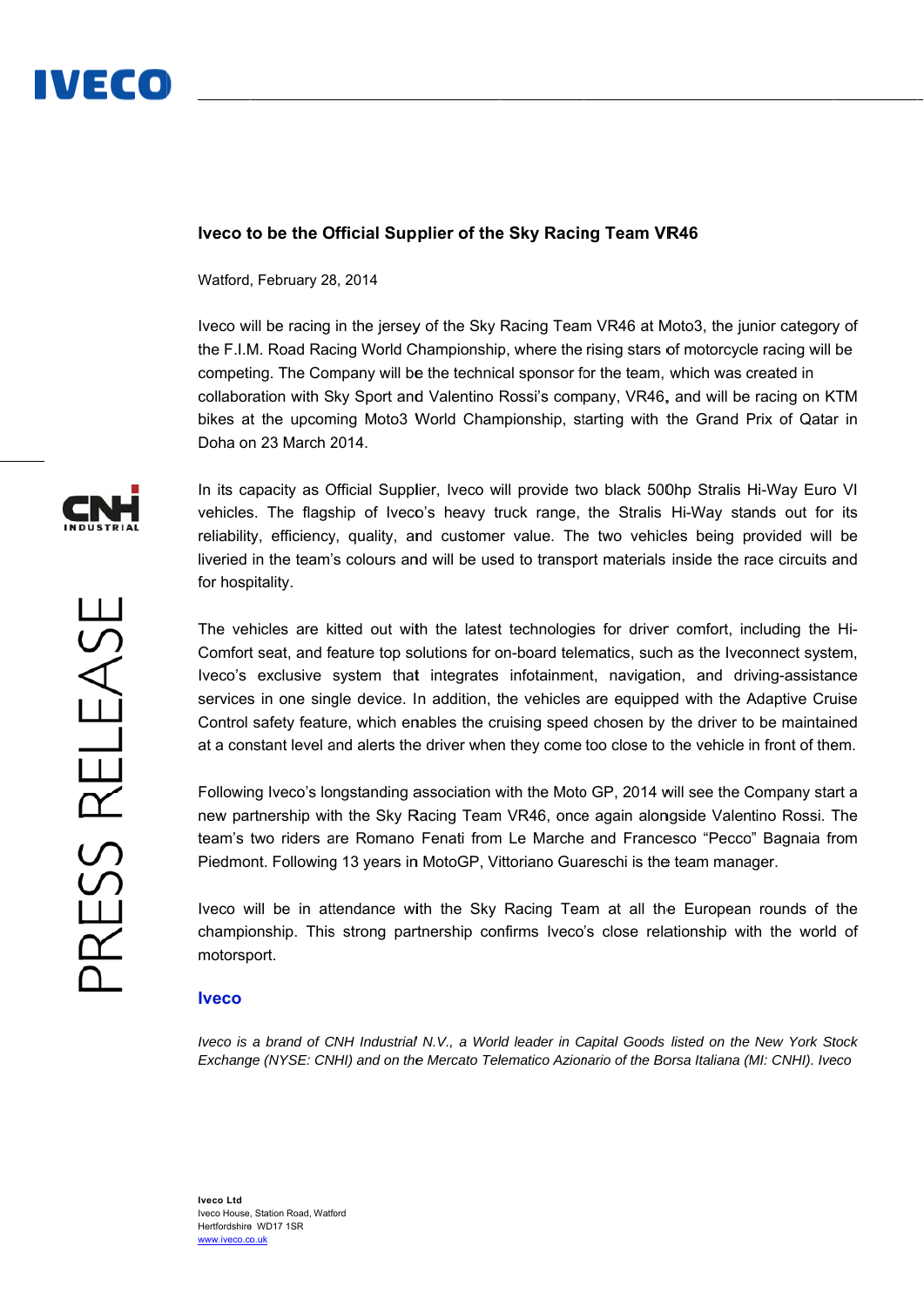# Iveco to be the Official Supplier of the Sky Racing Team VR46

Watford, February 28, 2014

Iveco will be racing in the jersey of the Sky Racing Team VR46 at Moto3, the junior category of the F.I.M. Road Racing World Championship, where the rising stars of motorcycle racing will be competing. The Company will be the technical sponsor for the team, which was created in collaboration with Sky Sport and Valentino Rossi's company, VR46, and will be racing on KTM bikes at the upcoming Moto3 World Championship, starting with the Grand Prix of Qatar in Doha on 23 March 2014.

In its capacity as Official Supplier, Iveco will provide two black 500hp Stralis Hi-Way Euro VI vehicles. The flagship of Iveco's heavy truck range, the Stralis Hi-Way stands out for its reliability, efficiency, quality, and customer value. The two vehicles being provided will be liveried in the team's colours and will be used to transport materials inside the race circuits and for hospitality.

The vehicles are kitted out with the latest technologies for driver comfort, including the Hi-Comfort seat, and feature top solutions for on-board telematics, such as the Iveconnect system, Iveco's exclusive system that integrates infotainment, navigation, and driving-assistance services in one single device. In addition, the vehicles are equipped with the Adaptive Cruise Control safety feature, which enables the cruising speed chosen by the driver to be maintained at a constant level and alerts the driver when they come too close to the vehicle in front of them.

Following Iveco's longstanding association with the Moto GP, 2014 will see the Company start a new partnership with the Sky Racing Team VR46, once again alongside Valentino Rossi. The team's two riders are Romano Fenati from Le Marche and Francesco "Pecco" Bagnaia from Piedmont. Following 13 years in MotoGP, Vittoriano Guareschi is the team manager.

Iveco will be in attendance with the Sky Racing Team at all the European rounds of the championship. This strong partnership confirms Iveco's close relationship with the world of motorsport.

## Iveco

*Iveco is a brand of CNH Industrial N.V., a World leader in Capital Goods listed on the New York Stock Exchange (NYSE: CNHI) and on the Mercato Telematico Azionario of the Borsa Italiana (MI: CNHI). Iveco*

**Iveco Ltd**
Iveco House, Station Road, Watford
Hertfordshire WD17 1SR
www.iveco.co.uk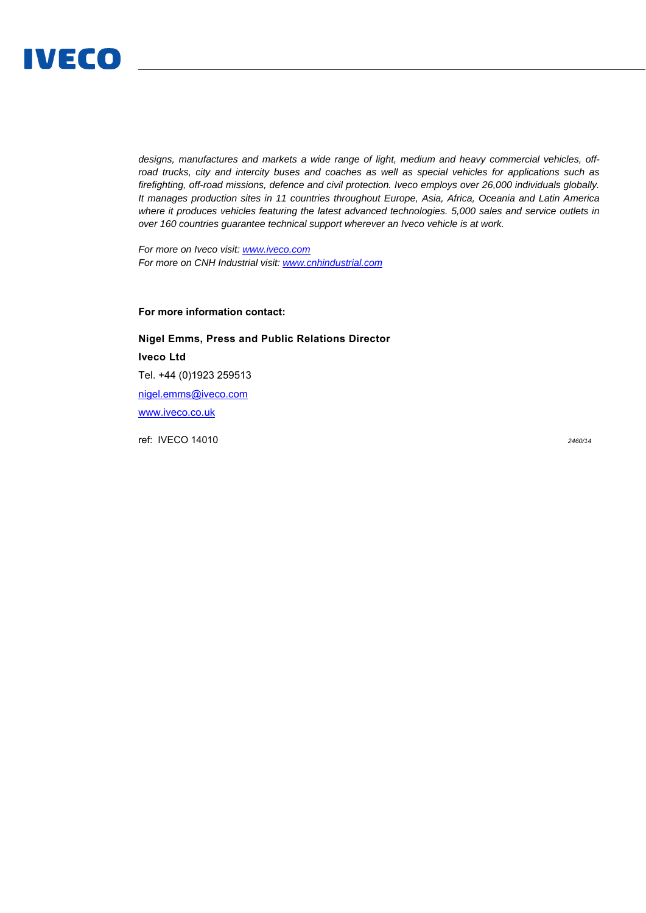*designs, manufactures and markets a wide range of light, medium and heavy commercial vehicles, off-road trucks, city and intercity buses and coaches as well as special vehicles for applications such as firefighting, off-road missions, defence and civil protection. Iveco employs over 26,000 individuals globally. It manages production sites in 11 countries throughout Europe, Asia, Africa, Oceania and Latin America where it produces vehicles featuring the latest advanced technologies. 5,000 sales and service outlets in over 160 countries guarantee technical support wherever an Iveco vehicle is at work.*

*For more on Iveco visit: www.iveco.com*
*For more on CNH Industrial visit: www.cnhindustrial.com*

**For more information contact:**

**Nigel Emms, Press and Public Relations Director**

**Iveco Ltd**

Tel. +44 (0)1923 259513

nigel.emms@iveco.com

www.iveco.co.uk

ref: IVECO 14010

*2460/14*